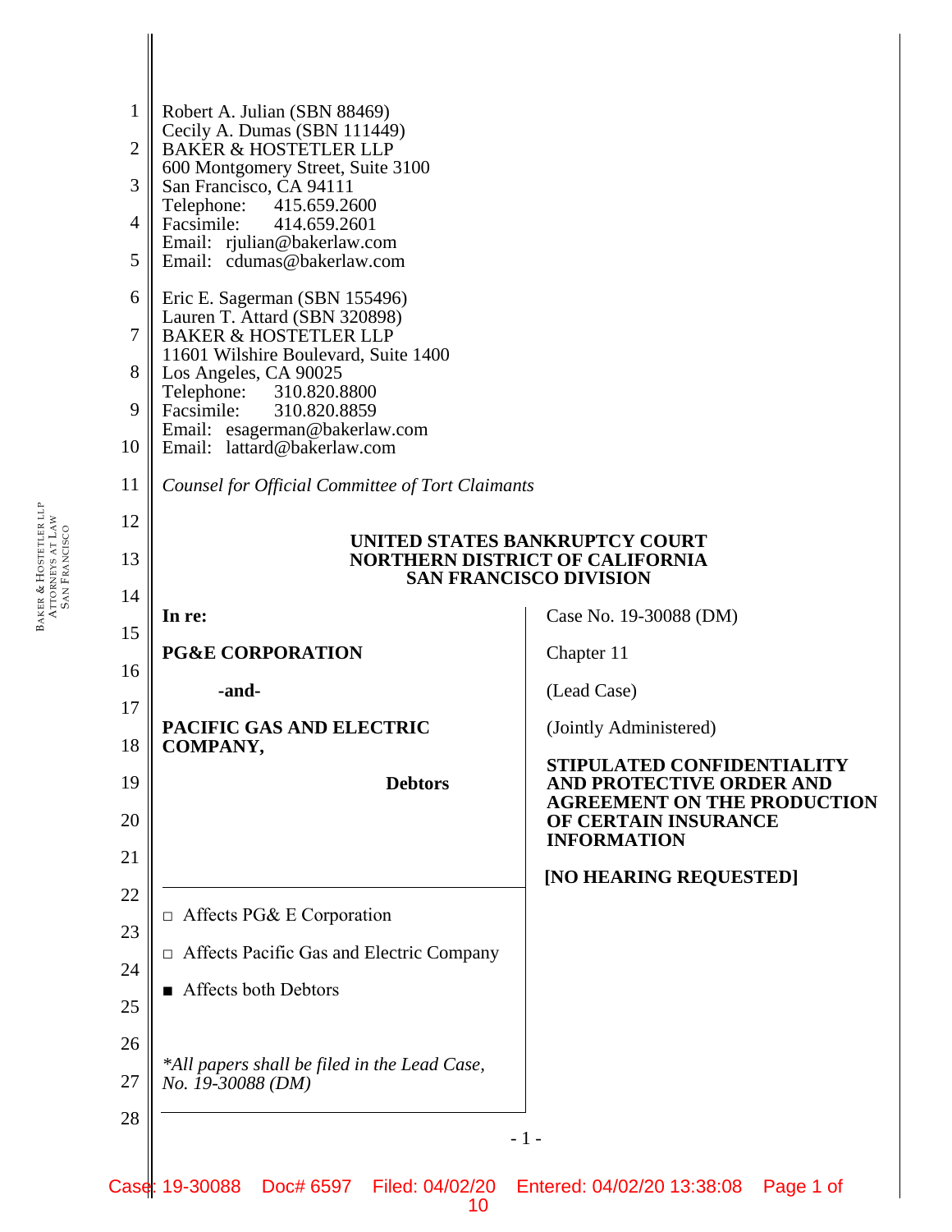Robert A. Julian (SBN 88469)
Cecily A. Dumas (SBN 111449)
BAKER & HOSTETLER LLP
600 Montgomery Street, Suite 3100
San Francisco, CA 94111
Telephone: 415.659.2600
Facsimile: 414.659.2601
Email: rjulian@bakerlaw.com
Email: cdumas@bakerlaw.com

Eric E. Sagerman (SBN 155496)
Lauren T. Attard (SBN 320898)
BAKER & HOSTETLER LLP
11601 Wilshire Boulevard, Suite 1400
Los Angeles, CA 90025
Telephone: 310.820.8800
Facsimile: 310.820.8859
Email: esagerman@bakerlaw.com
Email: lattard@bakerlaw.com

*Counsel for Official Committee of Tort Claimants*

**UNITED STATES BANKRUPTCY COURT**
**NORTHERN DISTRICT OF CALIFORNIA**
**SAN FRANCISCO DIVISION**

**In re:**

**PG&E CORPORATION**

**-and-**

**PACIFIC GAS AND ELECTRIC COMPANY,**

**Debtors**

□ Affects PG& E Corporation

□ Affects Pacific Gas and Electric Company

■ Affects both Debtors

*\*All papers shall be filed in the Lead Case, No. 19-30088 (DM)*

Case No. 19-30088 (DM)

Chapter 11

(Lead Case)

(Jointly Administered)

**STIPULATED CONFIDENTIALITY AND PROTECTIVE ORDER AND AGREEMENT ON THE PRODUCTION OF CERTAIN INSURANCE INFORMATION**

**[NO HEARING REQUESTED]**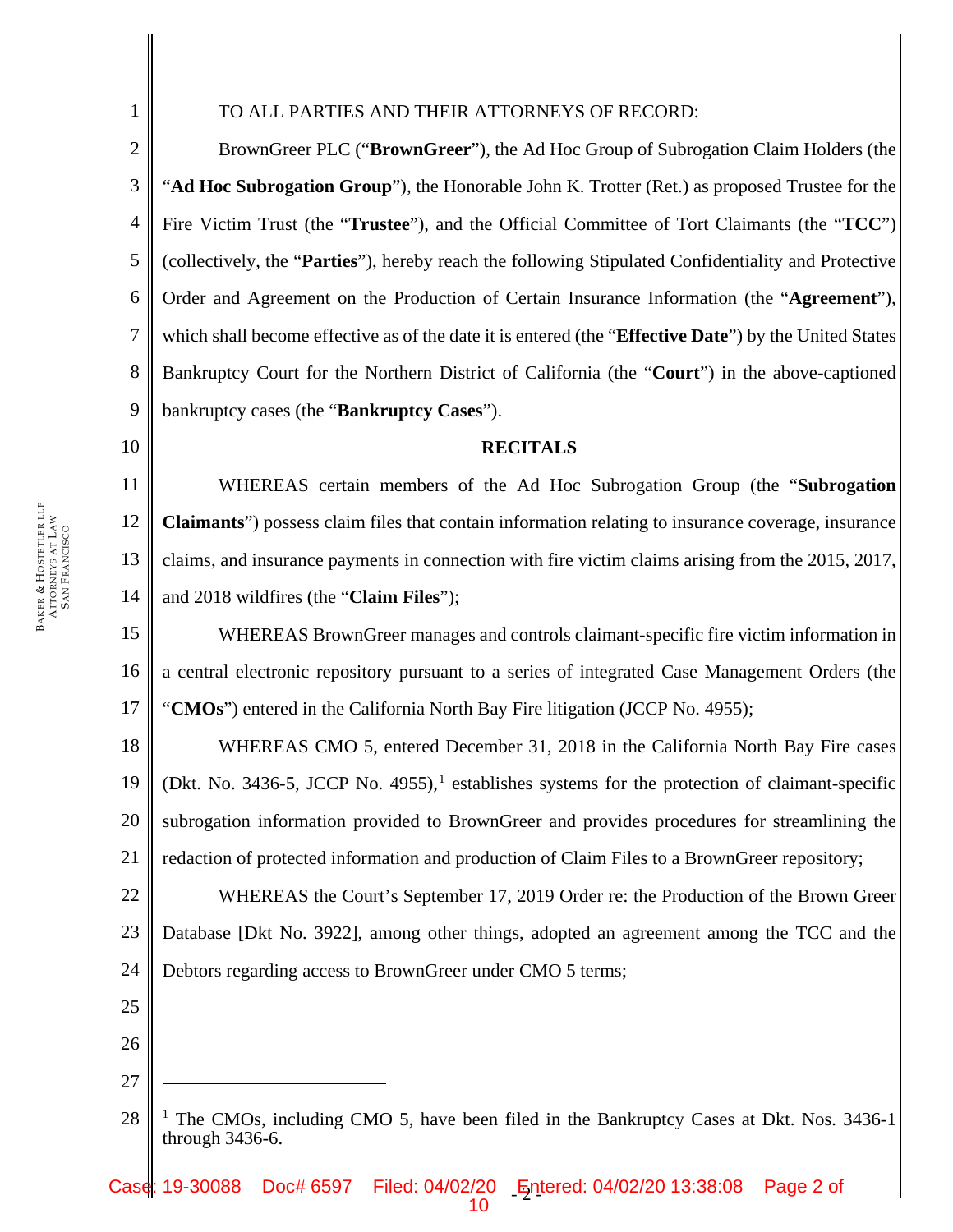TO ALL PARTIES AND THEIR ATTORNEYS OF RECORD:

BrownGreer PLC ("**BrownGreer**"), the Ad Hoc Group of Subrogation Claim Holders (the "**Ad Hoc Subrogation Group**"), the Honorable John K. Trotter (Ret.) as proposed Trustee for the Fire Victim Trust (the "**Trustee**"), and the Official Committee of Tort Claimants (the "**TCC**") (collectively, the "**Parties**"), hereby reach the following Stipulated Confidentiality and Protective Order and Agreement on the Production of Certain Insurance Information (the "**Agreement**"), which shall become effective as of the date it is entered (the "**Effective Date**") by the United States Bankruptcy Court for the Northern District of California (the "**Court**") in the above-captioned bankruptcy cases (the "**Bankruptcy Cases**").

**RECITALS**

WHEREAS certain members of the Ad Hoc Subrogation Group (the "**Subrogation Claimants**") possess claim files that contain information relating to insurance coverage, insurance claims, and insurance payments in connection with fire victim claims arising from the 2015, 2017, and 2018 wildfires (the "**Claim Files**");

WHEREAS BrownGreer manages and controls claimant-specific fire victim information in a central electronic repository pursuant to a series of integrated Case Management Orders (the "**CMOs**") entered in the California North Bay Fire litigation (JCCP No. 4955);

WHEREAS CMO 5, entered December 31, 2018 in the California North Bay Fire cases (Dkt. No. 3436-5, JCCP No. 4955),[1] establishes systems for the protection of claimant-specific subrogation information provided to BrownGreer and provides procedures for streamlining the redaction of protected information and production of Claim Files to a BrownGreer repository;

WHEREAS the Court's September 17, 2019 Order re: the Production of the Brown Greer Database [Dkt No. 3922], among other things, adopted an agreement among the TCC and the Debtors regarding access to BrownGreer under CMO 5 terms;

---

[1] The CMOs, including CMO 5, have been filed in the Bankruptcy Cases at Dkt. Nos. 3436-1 through 3436-6.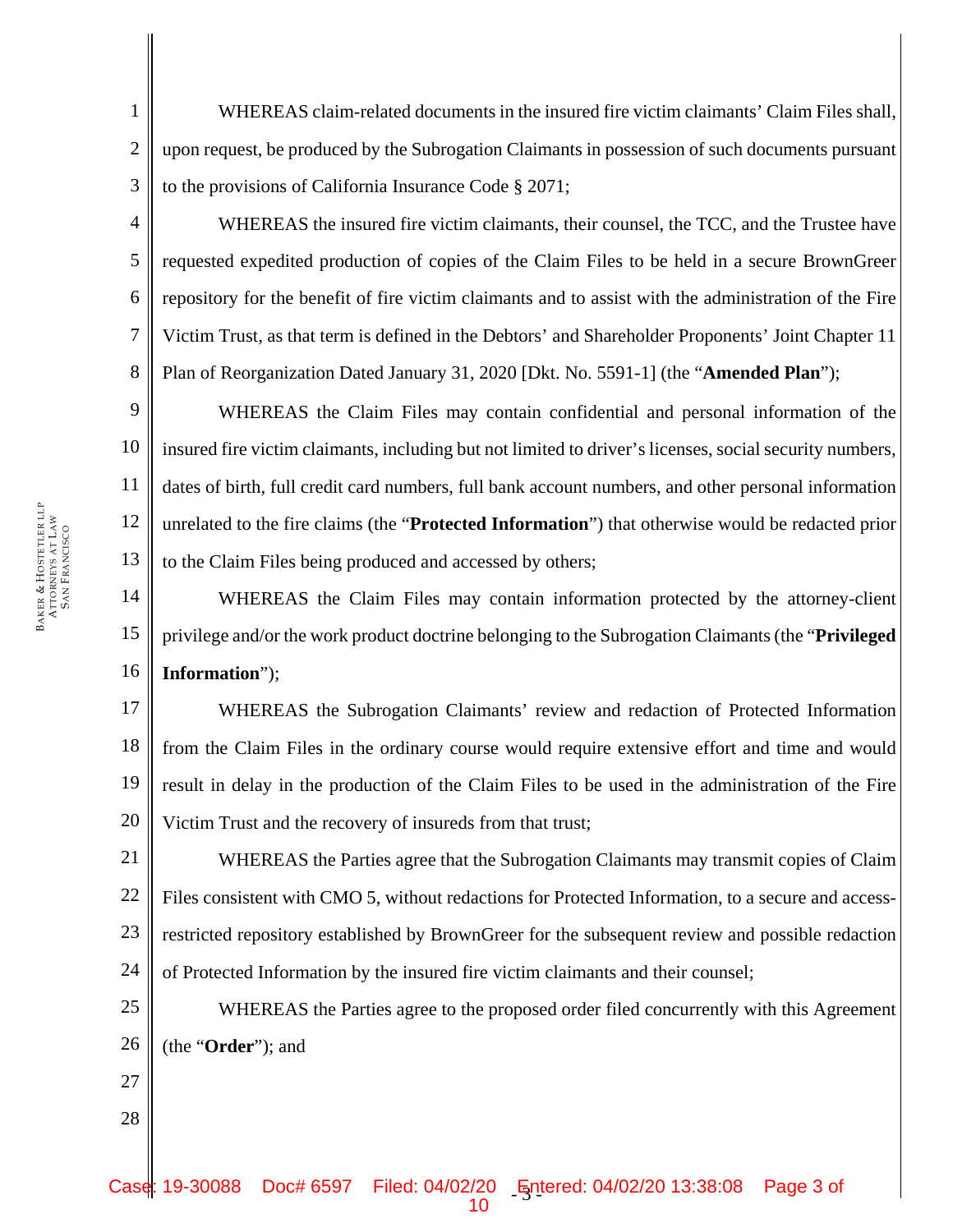WHEREAS claim-related documents in the insured fire victim claimants' Claim Files shall, upon request, be produced by the Subrogation Claimants in possession of such documents pursuant to the provisions of California Insurance Code § 2071;

WHEREAS the insured fire victim claimants, their counsel, the TCC, and the Trustee have requested expedited production of copies of the Claim Files to be held in a secure BrownGreer repository for the benefit of fire victim claimants and to assist with the administration of the Fire Victim Trust, as that term is defined in the Debtors' and Shareholder Proponents' Joint Chapter 11 Plan of Reorganization Dated January 31, 2020 [Dkt. No. 5591-1] (the "**Amended Plan**");

WHEREAS the Claim Files may contain confidential and personal information of the insured fire victim claimants, including but not limited to driver's licenses, social security numbers, dates of birth, full credit card numbers, full bank account numbers, and other personal information unrelated to the fire claims (the "**Protected Information**") that otherwise would be redacted prior to the Claim Files being produced and accessed by others;

WHEREAS the Claim Files may contain information protected by the attorney-client privilege and/or the work product doctrine belonging to the Subrogation Claimants (the "**Privileged Information**");

WHEREAS the Subrogation Claimants' review and redaction of Protected Information from the Claim Files in the ordinary course would require extensive effort and time and would result in delay in the production of the Claim Files to be used in the administration of the Fire Victim Trust and the recovery of insureds from that trust;

WHEREAS the Parties agree that the Subrogation Claimants may transmit copies of Claim Files consistent with CMO 5, without redactions for Protected Information, to a secure and access-restricted repository established by BrownGreer for the subsequent review and possible redaction of Protected Information by the insured fire victim claimants and their counsel;

WHEREAS the Parties agree to the proposed order filed concurrently with this Agreement (the "**Order**"); and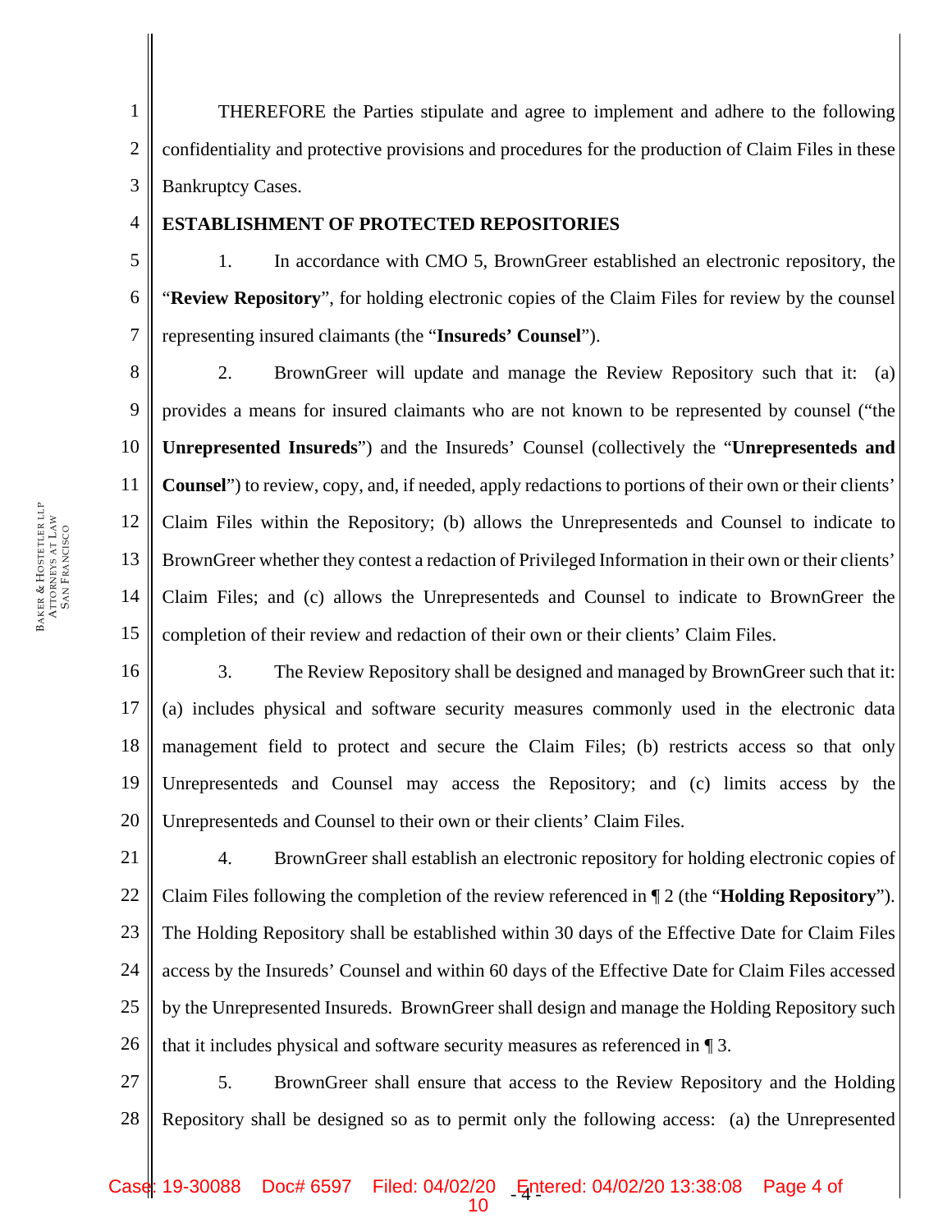THEREFORE the Parties stipulate and agree to implement and adhere to the following confidentiality and protective provisions and procedures for the production of Claim Files in these Bankruptcy Cases.

**ESTABLISHMENT OF PROTECTED REPOSITORIES**

1. In accordance with CMO 5, BrownGreer established an electronic repository, the "**Review Repository**", for holding electronic copies of the Claim Files for review by the counsel representing insured claimants (the "**Insureds' Counsel**").

2. BrownGreer will update and manage the Review Repository such that it: (a) provides a means for insured claimants who are not known to be represented by counsel ("the **Unrepresented Insureds**") and the Insureds' Counsel (collectively the "**Unrepresenteds and Counsel**") to review, copy, and, if needed, apply redactions to portions of their own or their clients' Claim Files within the Repository; (b) allows the Unrepresenteds and Counsel to indicate to BrownGreer whether they contest a redaction of Privileged Information in their own or their clients' Claim Files; and (c) allows the Unrepresenteds and Counsel to indicate to BrownGreer the completion of their review and redaction of their own or their clients' Claim Files.

3. The Review Repository shall be designed and managed by BrownGreer such that it: (a) includes physical and software security measures commonly used in the electronic data management field to protect and secure the Claim Files; (b) restricts access so that only Unrepresenteds and Counsel may access the Repository; and (c) limits access by the Unrepresenteds and Counsel to their own or their clients' Claim Files.

4. BrownGreer shall establish an electronic repository for holding electronic copies of Claim Files following the completion of the review referenced in ¶ 2 (the "**Holding Repository**"). The Holding Repository shall be established within 30 days of the Effective Date for Claim Files access by the Insureds' Counsel and within 60 days of the Effective Date for Claim Files accessed by the Unrepresented Insureds. BrownGreer shall design and manage the Holding Repository such that it includes physical and software security measures as referenced in ¶ 3.

5. BrownGreer shall ensure that access to the Review Repository and the Holding Repository shall be designed so as to permit only the following access: (a) the Unrepresented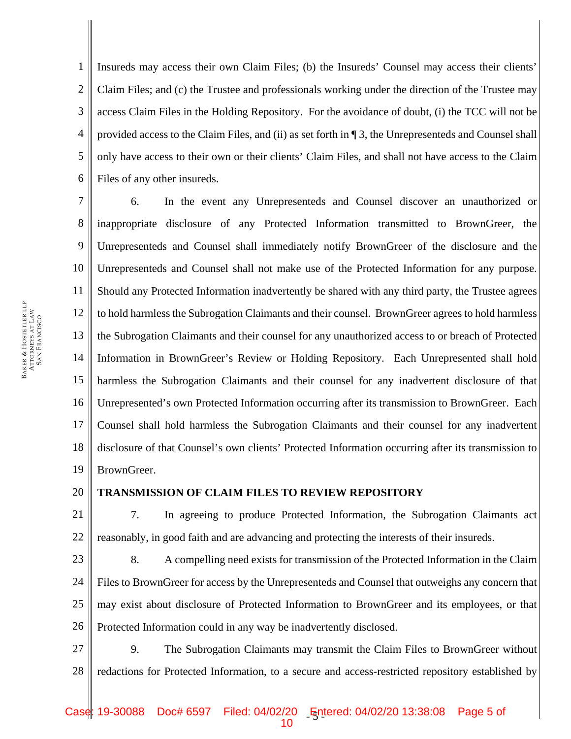Insureds may access their own Claim Files; (b) the Insureds' Counsel may access their clients' Claim Files; and (c) the Trustee and professionals working under the direction of the Trustee may access Claim Files in the Holding Repository. For the avoidance of doubt, (i) the TCC will not be provided access to the Claim Files, and (ii) as set forth in ¶ 3, the Unrepresenteds and Counsel shall only have access to their own or their clients' Claim Files, and shall not have access to the Claim Files of any other insureds.

6. In the event any Unrepresenteds and Counsel discover an unauthorized or inappropriate disclosure of any Protected Information transmitted to BrownGreer, the Unrepresenteds and Counsel shall immediately notify BrownGreer of the disclosure and the Unrepresenteds and Counsel shall not make use of the Protected Information for any purpose. Should any Protected Information inadvertently be shared with any third party, the Trustee agrees to hold harmless the Subrogation Claimants and their counsel. BrownGreer agrees to hold harmless the Subrogation Claimants and their counsel for any unauthorized access to or breach of Protected Information in BrownGreer's Review or Holding Repository. Each Unrepresented shall hold harmless the Subrogation Claimants and their counsel for any inadvertent disclosure of that Unrepresented's own Protected Information occurring after its transmission to BrownGreer. Each Counsel shall hold harmless the Subrogation Claimants and their counsel for any inadvertent disclosure of that Counsel's own clients' Protected Information occurring after its transmission to BrownGreer.

**TRANSMISSION OF CLAIM FILES TO REVIEW REPOSITORY**

7. In agreeing to produce Protected Information, the Subrogation Claimants act reasonably, in good faith and are advancing and protecting the interests of their insureds.

8. A compelling need exists for transmission of the Protected Information in the Claim Files to BrownGreer for access by the Unrepresenteds and Counsel that outweighs any concern that may exist about disclosure of Protected Information to BrownGreer and its employees, or that Protected Information could in any way be inadvertently disclosed.

9. The Subrogation Claimants may transmit the Claim Files to BrownGreer without redactions for Protected Information, to a secure and access-restricted repository established by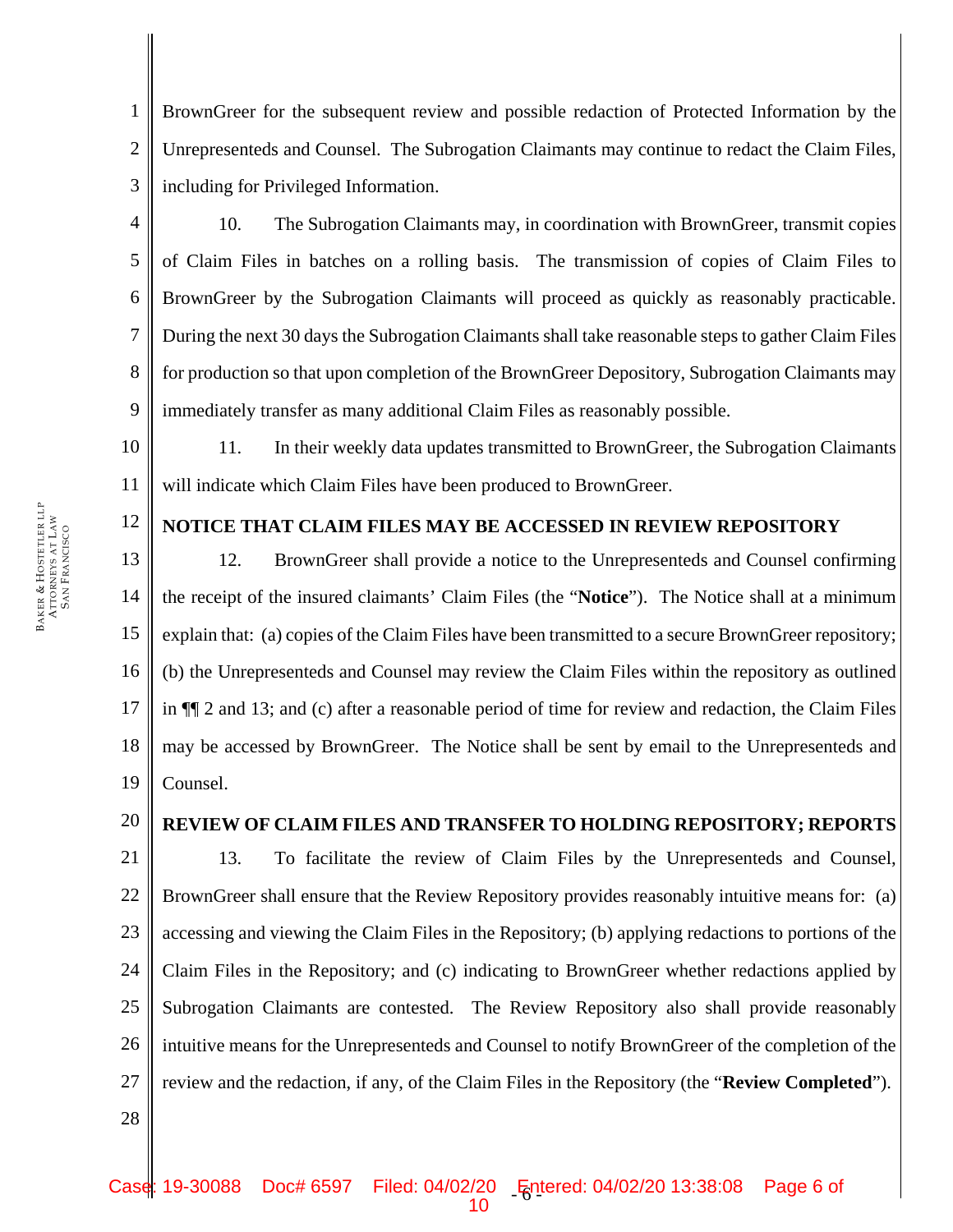BrownGreer for the subsequent review and possible redaction of Protected Information by the Unrepresenteds and Counsel. The Subrogation Claimants may continue to redact the Claim Files, including for Privileged Information.

10. The Subrogation Claimants may, in coordination with BrownGreer, transmit copies of Claim Files in batches on a rolling basis. The transmission of copies of Claim Files to BrownGreer by the Subrogation Claimants will proceed as quickly as reasonably practicable. During the next 30 days the Subrogation Claimants shall take reasonable steps to gather Claim Files for production so that upon completion of the BrownGreer Depository, Subrogation Claimants may immediately transfer as many additional Claim Files as reasonably possible.

11. In their weekly data updates transmitted to BrownGreer, the Subrogation Claimants will indicate which Claim Files have been produced to BrownGreer.

## NOTICE THAT CLAIM FILES MAY BE ACCESSED IN REVIEW REPOSITORY

12. BrownGreer shall provide a notice to the Unrepresenteds and Counsel confirming the receipt of the insured claimants' Claim Files (the "**Notice**"). The Notice shall at a minimum explain that: (a) copies of the Claim Files have been transmitted to a secure BrownGreer repository; (b) the Unrepresenteds and Counsel may review the Claim Files within the repository as outlined in ¶¶ 2 and 13; and (c) after a reasonable period of time for review and redaction, the Claim Files may be accessed by BrownGreer. The Notice shall be sent by email to the Unrepresenteds and Counsel.

## REVIEW OF CLAIM FILES AND TRANSFER TO HOLDING REPOSITORY; REPORTS

13. To facilitate the review of Claim Files by the Unrepresenteds and Counsel, BrownGreer shall ensure that the Review Repository provides reasonably intuitive means for: (a) accessing and viewing the Claim Files in the Repository; (b) applying redactions to portions of the Claim Files in the Repository; and (c) indicating to BrownGreer whether redactions applied by Subrogation Claimants are contested. The Review Repository also shall provide reasonably intuitive means for the Unrepresenteds and Counsel to notify BrownGreer of the completion of the review and the redaction, if any, of the Claim Files in the Repository (the "**Review Completed**").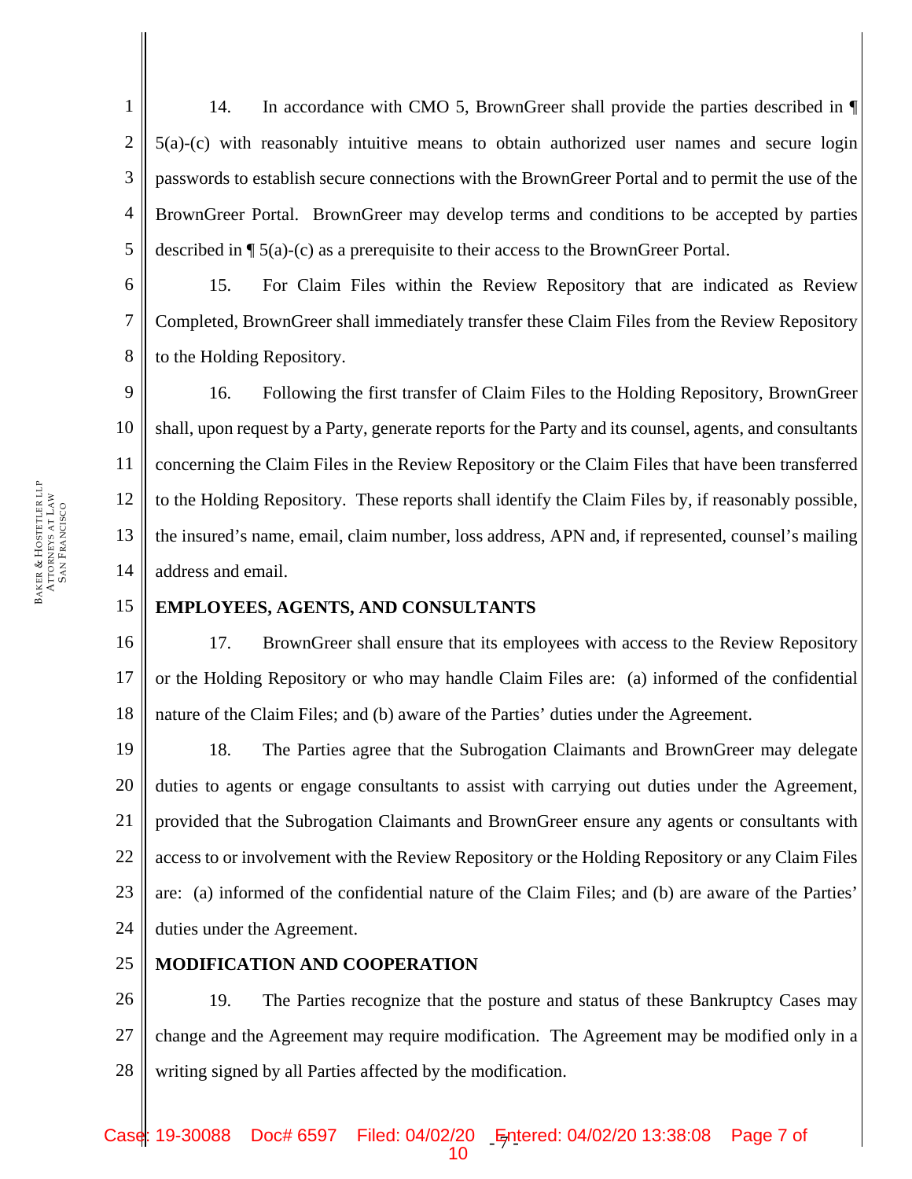14. In accordance with CMO 5, BrownGreer shall provide the parties described in ¶ 5(a)-(c) with reasonably intuitive means to obtain authorized user names and secure login passwords to establish secure connections with the BrownGreer Portal and to permit the use of the BrownGreer Portal. BrownGreer may develop terms and conditions to be accepted by parties described in ¶ 5(a)-(c) as a prerequisite to their access to the BrownGreer Portal.

15. For Claim Files within the Review Repository that are indicated as Review Completed, BrownGreer shall immediately transfer these Claim Files from the Review Repository to the Holding Repository.

16. Following the first transfer of Claim Files to the Holding Repository, BrownGreer shall, upon request by a Party, generate reports for the Party and its counsel, agents, and consultants concerning the Claim Files in the Review Repository or the Claim Files that have been transferred to the Holding Repository. These reports shall identify the Claim Files by, if reasonably possible, the insured's name, email, claim number, loss address, APN and, if represented, counsel's mailing address and email.

**EMPLOYEES, AGENTS, AND CONSULTANTS**

17. BrownGreer shall ensure that its employees with access to the Review Repository or the Holding Repository or who may handle Claim Files are: (a) informed of the confidential nature of the Claim Files; and (b) aware of the Parties' duties under the Agreement.

18. The Parties agree that the Subrogation Claimants and BrownGreer may delegate duties to agents or engage consultants to assist with carrying out duties under the Agreement, provided that the Subrogation Claimants and BrownGreer ensure any agents or consultants with access to or involvement with the Review Repository or the Holding Repository or any Claim Files are: (a) informed of the confidential nature of the Claim Files; and (b) are aware of the Parties' duties under the Agreement.

**MODIFICATION AND COOPERATION**

19. The Parties recognize that the posture and status of these Bankruptcy Cases may change and the Agreement may require modification. The Agreement may be modified only in a writing signed by all Parties affected by the modification.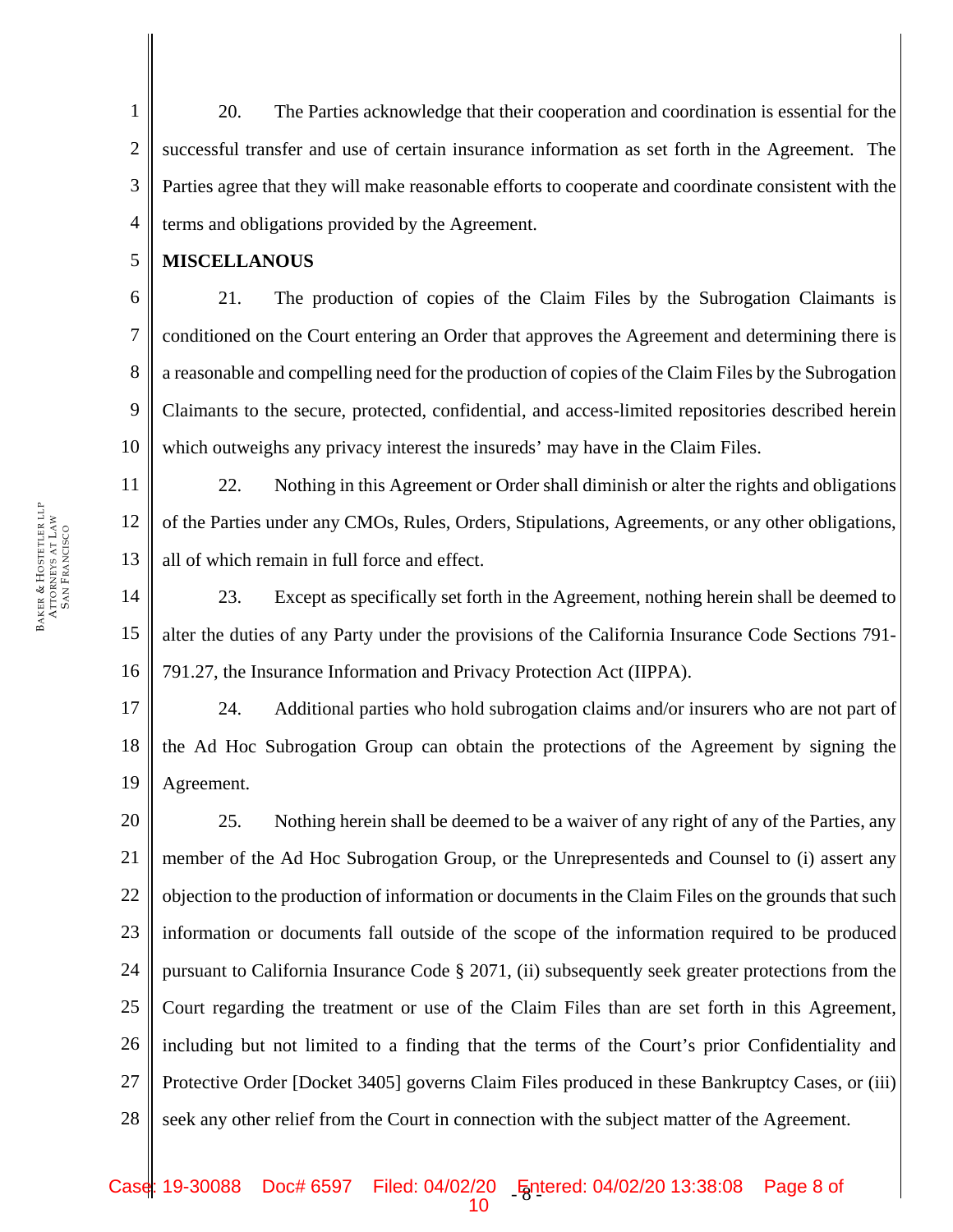20. The Parties acknowledge that their cooperation and coordination is essential for the successful transfer and use of certain insurance information as set forth in the Agreement. The Parties agree that they will make reasonable efforts to cooperate and coordinate consistent with the terms and obligations provided by the Agreement.

**MISCELLANOUS**

21. The production of copies of the Claim Files by the Subrogation Claimants is conditioned on the Court entering an Order that approves the Agreement and determining there is a reasonable and compelling need for the production of copies of the Claim Files by the Subrogation Claimants to the secure, protected, confidential, and access-limited repositories described herein which outweighs any privacy interest the insureds' may have in the Claim Files.

22. Nothing in this Agreement or Order shall diminish or alter the rights and obligations of the Parties under any CMOs, Rules, Orders, Stipulations, Agreements, or any other obligations, all of which remain in full force and effect.

23. Except as specifically set forth in the Agreement, nothing herein shall be deemed to alter the duties of any Party under the provisions of the California Insurance Code Sections 791-791.27, the Insurance Information and Privacy Protection Act (IIPPA).

24. Additional parties who hold subrogation claims and/or insurers who are not part of the Ad Hoc Subrogation Group can obtain the protections of the Agreement by signing the Agreement.

25. Nothing herein shall be deemed to be a waiver of any right of any of the Parties, any member of the Ad Hoc Subrogation Group, or the Unrepresenteds and Counsel to (i) assert any objection to the production of information or documents in the Claim Files on the grounds that such information or documents fall outside of the scope of the information required to be produced pursuant to California Insurance Code § 2071, (ii) subsequently seek greater protections from the Court regarding the treatment or use of the Claim Files than are set forth in this Agreement, including but not limited to a finding that the terms of the Court's prior Confidentiality and Protective Order [Docket 3405] governs Claim Files produced in these Bankruptcy Cases, or (iii) seek any other relief from the Court in connection with the subject matter of the Agreement.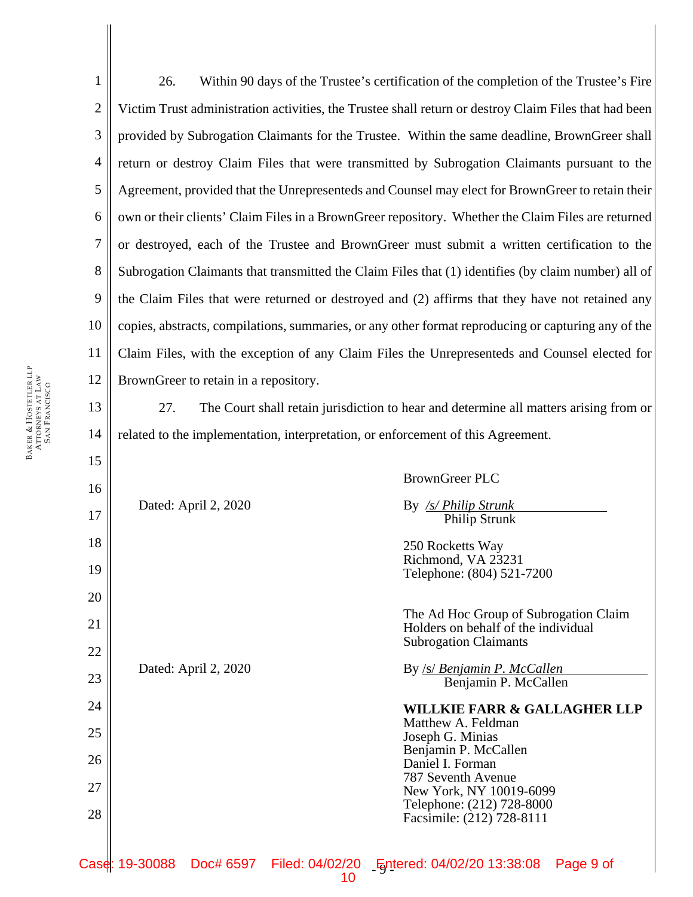26. Within 90 days of the Trustee's certification of the completion of the Trustee's Fire Victim Trust administration activities, the Trustee shall return or destroy Claim Files that had been provided by Subrogation Claimants for the Trustee. Within the same deadline, BrownGreer shall return or destroy Claim Files that were transmitted by Subrogation Claimants pursuant to the Agreement, provided that the Unrepresenteds and Counsel may elect for BrownGreer to retain their own or their clients' Claim Files in a BrownGreer repository. Whether the Claim Files are returned or destroyed, each of the Trustee and BrownGreer must submit a written certification to the Subrogation Claimants that transmitted the Claim Files that (1) identifies (by claim number) all of the Claim Files that were returned or destroyed and (2) affirms that they have not retained any copies, abstracts, compilations, summaries, or any other format reproducing or capturing any of the Claim Files, with the exception of any Claim Files the Unrepresenteds and Counsel elected for BrownGreer to retain in a repository.

27. The Court shall retain jurisdiction to hear and determine all matters arising from or related to the implementation, interpretation, or enforcement of this Agreement.

Dated: April 2, 2020

BrownGreer PLC

By */s/ Philip Strunk*
Philip Strunk

250 Rocketts Way
Richmond, VA 23231
Telephone: (804) 521-7200

Dated: April 2, 2020

The Ad Hoc Group of Subrogation Claim Holders on behalf of the individual Subrogation Claimants

By /s/ *Benjamin P. McCallen*
Benjamin P. McCallen

**WILLKIE FARR & GALLAGHER LLP**
Matthew A. Feldman
Joseph G. Minias
Benjamin P. McCallen
Daniel I. Forman
787 Seventh Avenue
New York, NY 10019-6099
Telephone: (212) 728-8000
Facsimile: (212) 728-8111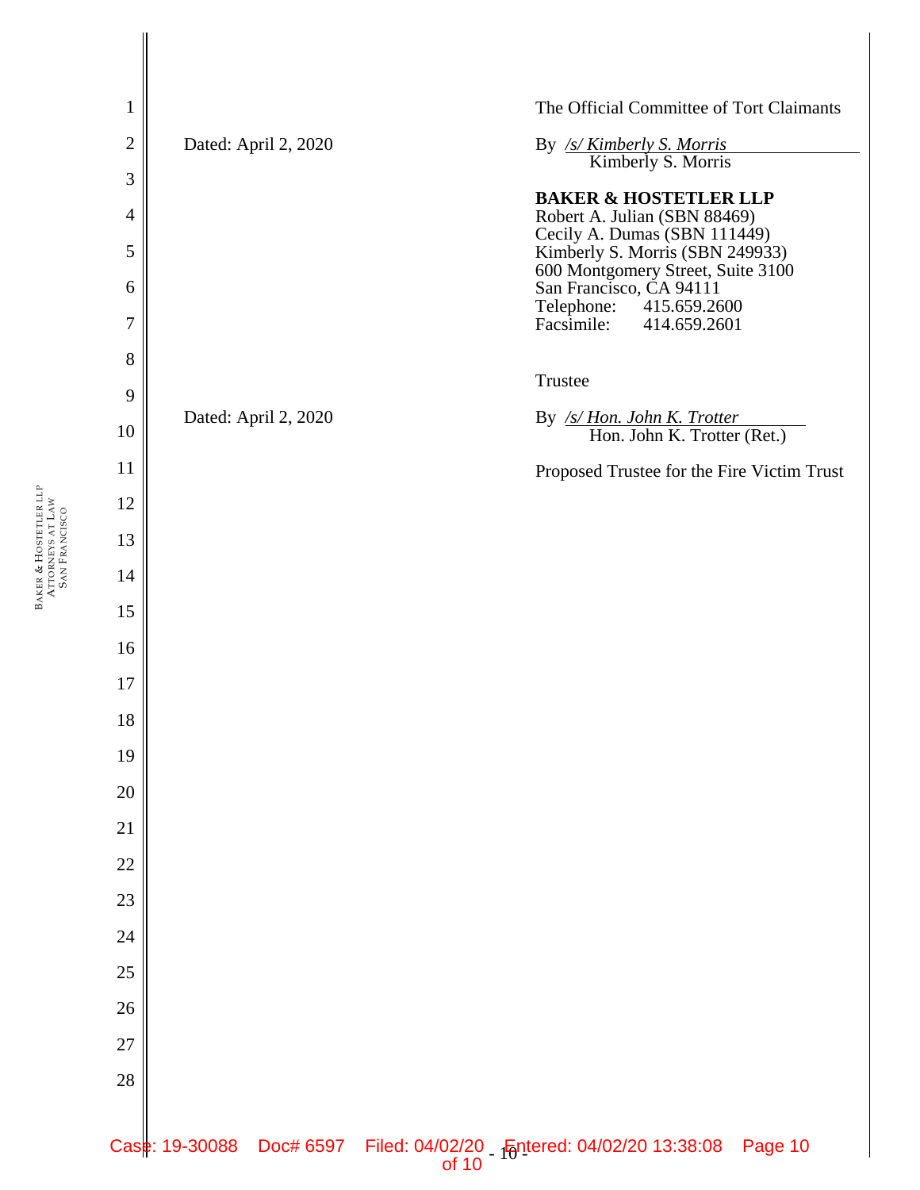The Official Committee of Tort Claimants

Dated: April 2, 2020

By */s/ Kimberly S. Morris*
Kimberly S. Morris

**BAKER & HOSTETLER LLP**
Robert A. Julian (SBN 88469)
Cecily A. Dumas (SBN 111449)
Kimberly S. Morris (SBN 249933)
600 Montgomery Street, Suite 3100
San Francisco, CA 94111
Telephone: 415.659.2600
Facsimile: 414.659.2601

Trustee

Dated: April 2, 2020

By */s/ Hon. John K. Trotter*
Hon. John K. Trotter (Ret.)

Proposed Trustee for the Fire Victim Trust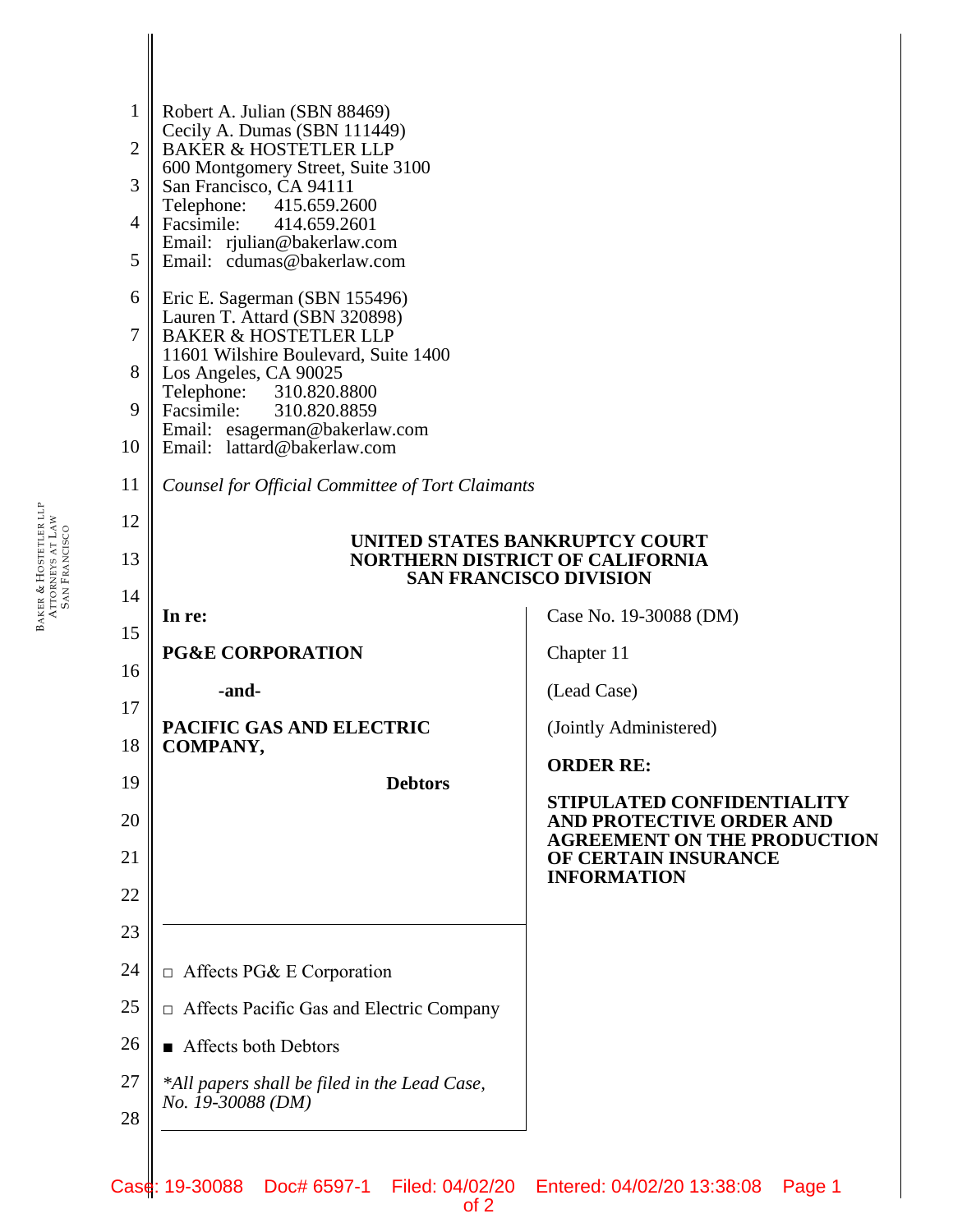Robert A. Julian (SBN 88469)
Cecily A. Dumas (SBN 111449)
BAKER & HOSTETLER LLP
600 Montgomery Street, Suite 3100
San Francisco, CA 94111
Telephone: 415.659.2600
Facsimile: 414.659.2601
Email: rjulian@bakerlaw.com
Email: cdumas@bakerlaw.com

Eric E. Sagerman (SBN 155496)
Lauren T. Attard (SBN 320898)
BAKER & HOSTETLER LLP
11601 Wilshire Boulevard, Suite 1400
Los Angeles, CA 90025
Telephone: 310.820.8800
Facsimile: 310.820.8859
Email: esagerman@bakerlaw.com
Email: lattard@bakerlaw.com

*Counsel for Official Committee of Tort Claimants*

**UNITED STATES BANKRUPTCY COURT**
**NORTHERN DISTRICT OF CALIFORNIA**
**SAN FRANCISCO DIVISION**

| | |
|---|---|
| **In re:** | Case No. 19-30088 (DM) |
| **PG&E CORPORATION** | Chapter 11 |
| **-and-** | (Lead Case) |
| **PACIFIC GAS AND ELECTRIC COMPANY,** | (Jointly Administered) |
| **Debtors** | **ORDER RE:** |
| | **STIPULATED CONFIDENTIALITY AND PROTECTIVE ORDER AND AGREEMENT ON THE PRODUCTION OF CERTAIN INSURANCE INFORMATION** |
| □ Affects PG& E Corporation | |
| □ Affects Pacific Gas and Electric Company | |
| ■ Affects both Debtors | |
| *\*All papers shall be filed in the Lead Case, No. 19-30088 (DM)* | |

Case: 19-30088 Doc# 6597-1 Filed: 04/02/20 Entered: 04/02/20 13:38:08 Page 1 of 2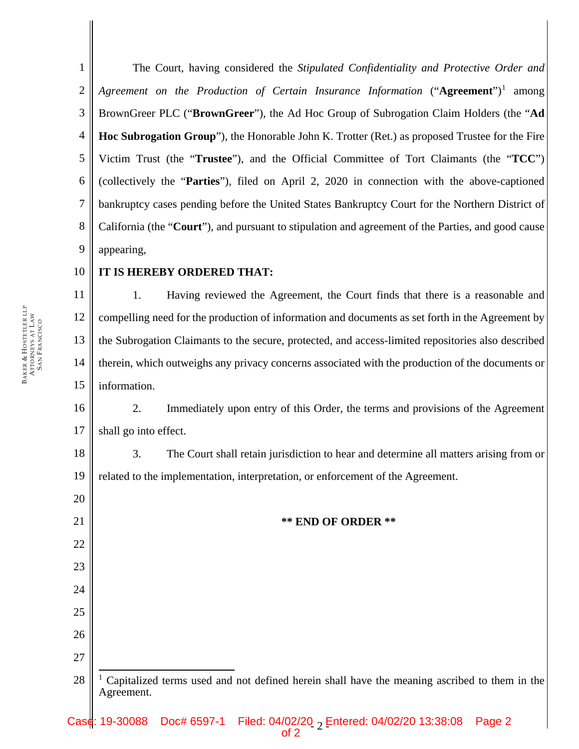The Court, having considered the *Stipulated Confidentiality and Protective Order and Agreement on the Production of Certain Insurance Information* ("**Agreement**")[1] among BrownGreer PLC ("**BrownGreer**"), the Ad Hoc Group of Subrogation Claim Holders (the "**Ad Hoc Subrogation Group**"), the Honorable John K. Trotter (Ret.) as proposed Trustee for the Fire Victim Trust (the "**Trustee**"), and the Official Committee of Tort Claimants (the "**TCC**") (collectively the "**Parties**"), filed on April 2, 2020 in connection with the above-captioned bankruptcy cases pending before the United States Bankruptcy Court for the Northern District of California (the "**Court**"), and pursuant to stipulation and agreement of the Parties, and good cause appearing,

**IT IS HEREBY ORDERED THAT:**

1. Having reviewed the Agreement, the Court finds that there is a reasonable and compelling need for the production of information and documents as set forth in the Agreement by the Subrogation Claimants to the secure, protected, and access-limited repositories also described therein, which outweighs any privacy concerns associated with the production of the documents or information.

2. Immediately upon entry of this Order, the terms and provisions of the Agreement shall go into effect.

3. The Court shall retain jurisdiction to hear and determine all matters arising from or related to the implementation, interpretation, or enforcement of the Agreement.

**\*\* END OF ORDER \*\***

[1] Capitalized terms used and not defined herein shall have the meaning ascribed to them in the Agreement.